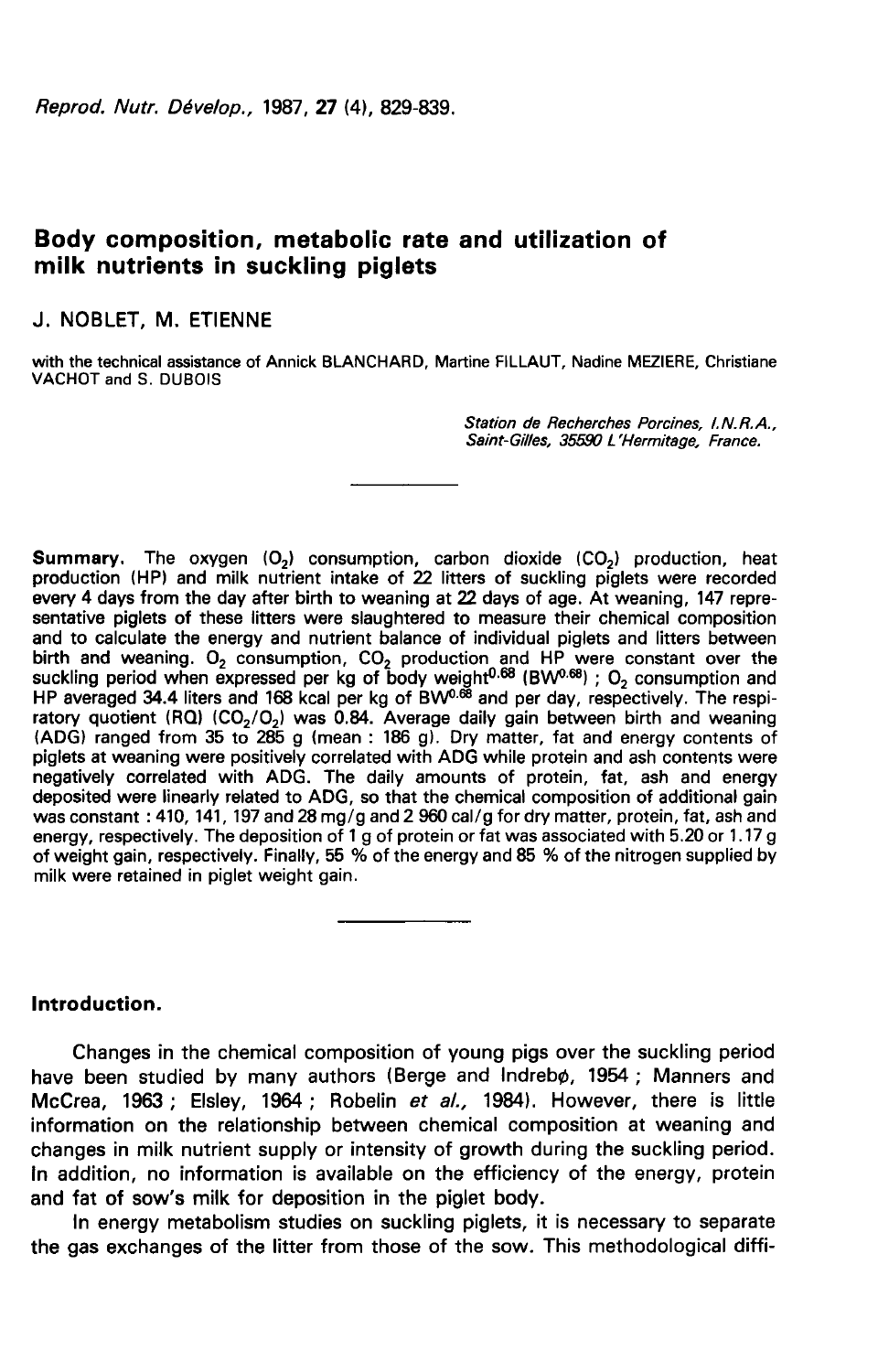# Body composition, metabolic rate and utilization of milk nutrients in suckling piglets

J. NOBLET, M. ETIENNE

with the technical assistance of Annick BLANCHARD, Martine FILLAUT, Nadine MEZIERE, Christiane VACHOT and S. DUBOIS

*Station de Recherches Porcines, I.N.R.A., Saint-Gilles, 35590 L'Hermitage, France.*

**Summary.** The oxygen ($O_2$) consumption, carbon dioxide ($CO_2$) production, heat production (HP) and milk nutrient intake of 22 litters of suckling piglets were recorded every 4 days from the day after birth to weaning at 22 days of age. At weaning, 147 representative piglets of these litters were slaughtered to measure their chemical composition and to calculate the energy and nutrient balance of individual piglets and litters between birth and weaning. $O_2$ consumption, $CO_2$ production and HP were constant over the suckling period when expressed per kg of body weight$^{0.68}$ ($BW^{0.68}$) ; $O_2$ consumption and HP averaged 34.4 liters and 168 kcal per kg of $BW^{0.68}$ and per day, respectively. The respiratory quotient (RQ) ($CO_2/O_2$) was 0.84. Average daily gain between birth and weaning (ADG) ranged from 35 to 285 g (mean : 186 g). Dry matter, fat and energy contents of piglets at weaning were positively correlated with ADG while protein and ash contents were negatively correlated with ADG. The daily amounts of protein, fat, ash and energy deposited were linearly related to ADG, so that the chemical composition of additional gain was constant : 410, 141, 197 and 28 mg/g and 2 960 cal/g for dry matter, protein, fat, ash and energy, respectively. The deposition of 1 g of protein or fat was associated with 5.20 or 1.17 g of weight gain, respectively. Finally, 55 % of the energy and 85 % of the nitrogen supplied by milk were retained in piglet weight gain.

## Introduction.

Changes in the chemical composition of young pigs over the suckling period have been studied by many authors (Berge and Indrebø, 1954 ; Manners and McCrea, 1963 ; Elsley, 1964 ; Robelin *et al.*, 1984). However, there is little information on the relationship between chemical composition at weaning and changes in milk nutrient supply or intensity of growth during the suckling period. In addition, no information is available on the efficiency of the energy, protein and fat of sow's milk for deposition in the piglet body.

In energy metabolism studies on suckling piglets, it is necessary to separate the gas exchanges of the litter from those of the sow. This methodological diffi-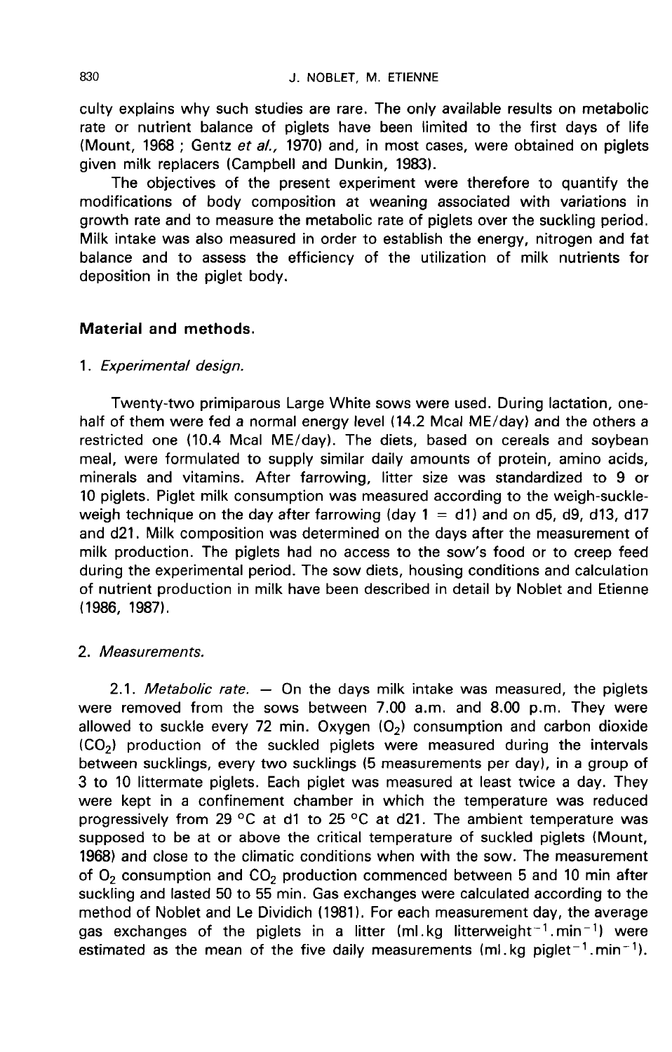culty explains why such studies are rare. The only available results on metabolic rate or nutrient balance of piglets have been limited to the first days of life (Mount, 1968 ; Gentz *et al.*, 1970) and, in most cases, were obtained on piglets given milk replacers (Campbell and Dunkin, 1983).

The objectives of the present experiment were therefore to quantify the modifications of body composition at weaning associated with variations in growth rate and to measure the metabolic rate of piglets over the suckling period. Milk intake was also measured in order to establish the energy, nitrogen and fat balance and to assess the efficiency of the utilization of milk nutrients for deposition in the piglet body.

## Material and methods.

### 1. *Experimental design.*

Twenty-two primiparous Large White sows were used. During lactation, one-half of them were fed a normal energy level (14.2 Mcal ME/day) and the others a restricted one (10.4 Mcal ME/day). The diets, based on cereals and soybean meal, were formulated to supply similar daily amounts of protein, amino acids, minerals and vitamins. After farrowing, litter size was standardized to 9 or 10 piglets. Piglet milk consumption was measured according to the weigh-suckle-weigh technique on the day after farrowing (day 1 = d1) and on d5, d9, d13, d17 and d21. Milk composition was determined on the days after the measurement of milk production. The piglets had no access to the sow's food or to creep feed during the experimental period. The sow diets, housing conditions and calculation of nutrient production in milk have been described in detail by Noblet and Etienne (1986, 1987).

### 2. *Measurements.*

2.1. *Metabolic rate.* — On the days milk intake was measured, the piglets were removed from the sows between 7.00 a.m. and 8.00 p.m. They were allowed to suckle every 72 min. Oxygen ($O_2$) consumption and carbon dioxide ($CO_2$) production of the suckled piglets were measured during the intervals between sucklings, every two sucklings (5 measurements per day), in a group of 3 to 10 littermate piglets. Each piglet was measured at least twice a day. They were kept in a confinement chamber in which the temperature was reduced progressively from 29 °C at d1 to 25 °C at d21. The ambient temperature was supposed to be at or above the critical temperature of suckled piglets (Mount, 1968) and close to the climatic conditions when with the sow. The measurement of $O_2$ consumption and $CO_2$ production commenced between 5 and 10 min after suckling and lasted 50 to 55 min. Gas exchanges were calculated according to the method of Noblet and Le Dividich (1981). For each measurement day, the average gas exchanges of the piglets in a litter ($ml.kg\ litterweight^{-1}.min^{-1}$) were estimated as the mean of the five daily measurements ($ml.kg\ piglet^{-1}.min^{-1}$).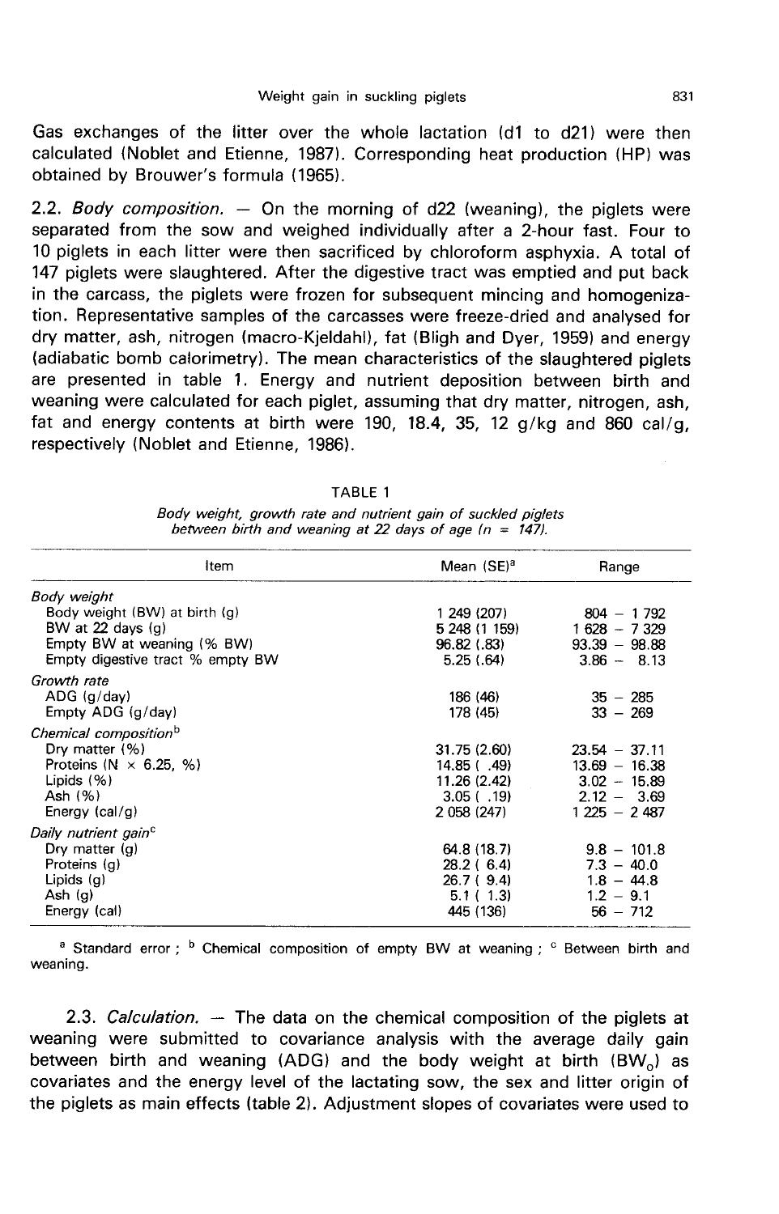Gas exchanges of the litter over the whole lactation (d1 to d21) were then calculated (Noblet and Etienne, 1987). Corresponding heat production (HP) was obtained by Brouwer's formula (1965).

2.2. *Body composition.* — On the morning of d22 (weaning), the piglets were separated from the sow and weighed individually after a 2-hour fast. Four to 10 piglets in each litter were then sacrificed by chloroform asphyxia. A total of 147 piglets were slaughtered. After the digestive tract was emptied and put back in the carcass, the piglets were frozen for subsequent mincing and homogenization. Representative samples of the carcasses were freeze-dried and analysed for dry matter, ash, nitrogen (macro-Kjeldahl), fat (Bligh and Dyer, 1959) and energy (adiabatic bomb calorimetry). The mean characteristics of the slaughtered piglets are presented in table 1. Energy and nutrient deposition between birth and weaning were calculated for each piglet, assuming that dry matter, nitrogen, ash, fat and energy contents at birth were 190, 18.4, 35, 12 g/kg and 860 cal/g, respectively (Noblet and Etienne, 1986).

TABLE 1

*Body weight, growth rate and nutrient gain of suckled piglets between birth and weaning at 22 days of age (n = 147).*

| Item | Mean (SE)[a] | Range |
|---|---|---|
| *Body weight* | | |
| Body weight (BW) at birth (g) | 1 249 (207) | 804 – 1 792 |
| BW at 22 days (g) | 5 248 (1 159) | 1 628 – 7 329 |
| Empty BW at weaning (% BW) | 96.82 (.83) | 93.39 – 98.88 |
| Empty digestive tract % empty BW | 5.25 (.64) | 3.86 – 8.13 |
| *Growth rate* | | |
| ADG (g/day) | 186 (46) | 35 – 285 |
| Empty ADG (g/day) | 178 (45) | 33 – 269 |
| *Chemical composition*[b] | | |
| Dry matter (%) | 31.75 (2.60) | 23.54 – 37.11 |
| Proteins (N × 6.25, %) | 14.85 ( .49) | 13.69 – 16.38 |
| Lipids (%) | 11.26 (2.42) | 3.02 – 15.89 |
| Ash (%) | 3.05 ( .19) | 2.12 – 3.69 |
| Energy (cal/g) | 2 058 (247) | 1 225 – 2 487 |
| *Daily nutrient gain*[c] | | |
| Dry matter (g) | 64.8 (18.7) | 9.8 – 101.8 |
| Proteins (g) | 28.2 ( 6.4) | 7.3 – 40.0 |
| Lipids (g) | 26.7 ( 9.4) | 1.8 – 44.8 |
| Ash (g) | 5.1 ( 1.3) | 1.2 – 9.1 |
| Energy (cal) | 445 (136) | 56 – 712 |

[a] Standard error ; [b] Chemical composition of empty BW at weaning ; [c] Between birth and weaning.

2.3. *Calculation.* — The data on the chemical composition of the piglets at weaning were submitted to covariance analysis with the average daily gain between birth and weaning (ADG) and the body weight at birth ($BW_0$) as covariates and the energy level of the lactating sow, the sex and litter origin of the piglets as main effects (table 2). Adjustment slopes of covariates were used to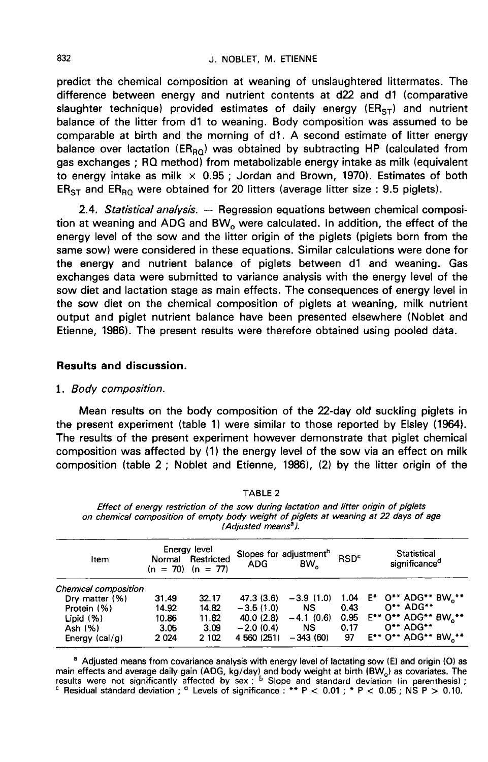predict the chemical composition at weaning of unslaughtered littermates. The difference between energy and nutrient contents at d22 and d1 (comparative slaughter technique) provided estimates of daily energy ($ER_{ST}$) and nutrient balance of the litter from d1 to weaning. Body composition was assumed to be comparable at birth and the morning of d1. A second estimate of litter energy balance over lactation ($ER_{RQ}$) was obtained by subtracting HP (calculated from gas exchanges ; RQ method) from metabolizable energy intake as milk (equivalent to energy intake as milk × 0.95 ; Jordan and Brown, 1970). Estimates of both $ER_{ST}$ and $ER_{RQ}$ were obtained for 20 litters (average litter size : 9.5 piglets).

2.4. *Statistical analysis.* — Regression equations between chemical composition at weaning and ADG and $BW_0$ were calculated. In addition, the effect of the energy level of the sow and the litter origin of the piglets (piglets born from the same sow) were considered in these equations. Similar calculations were done for the energy and nutrient balance of piglets between d1 and weaning. Gas exchanges data were submitted to variance analysis with the energy level of the sow diet and lactation stage as main effects. The consequences of energy level in the sow diet on the chemical composition of piglets at weaning, milk nutrient output and piglet nutrient balance have been presented elsewhere (Noblet and Etienne, 1986). The present results were therefore obtained using pooled data.

## Results and discussion.

### 1. *Body composition.*

Mean results on the body composition of the 22-day old suckling piglets in the present experiment (table 1) were similar to those reported by Elsley (1964). The results of the present experiment however demonstrate that piglet chemical composition was affected by (1) the energy level of the sow via an effect on milk composition (table 2 ; Noblet and Etienne, 1986), (2) by the litter origin of the

TABLE 2

*Effect of energy restriction of the sow during lactation and litter origin of piglets on chemical composition of empty body weight of piglets at weaning at 22 days of age (Adjusted means[a]).*

| Item | Energy level | | Slopes for adjustment[b] | | RSD[c] | Statistical significance[d] |
|---|---|---|---|---|---|---|
| | Normal (n = 70) | Restricted (n = 77) | ADG | $BW_0$ | | |
| *Chemical composition* | | | | | | |
| Dry matter (%) | 31.49 | 32.17 | 47.3 (3.6) | −3.9 (1.0) | 1.04 | E* O** ADG** $BW_0$** |
| Protein (%) | 14.92 | 14.82 | −3.5 (1.0) | NS | 0.43 | O** ADG** |
| Lipid (%) | 10.86 | 11.82 | 40.0 (2.8) | −4.1 (0.6) | 0.95 | E** O** ADG** $BW_0$** |
| Ash (%) | 3.05 | 3.09 | −2.0 (0.4) | NS | 0.17 | O** ADG** |
| Energy (cal/g) | 2 024 | 2 102 | 4 560 (251) | −343 (60) | 97 | E** O** ADG** $BW_0$** |

[a] Adjusted means from covariance analysis with energy level of lactating sow (E) and origin (O) as main effects and average daily gain (ADG, kg/day) and body weight at birth ($BW_0$) as covariates. The results were not significantly affected by sex ; [b] Slope and standard deviation (in parenthesis) ; [c] Residual standard deviation ; [d] Levels of significance : ** $P < 0.01$ ; * $P < 0.05$ ; NS $P > 0.10$.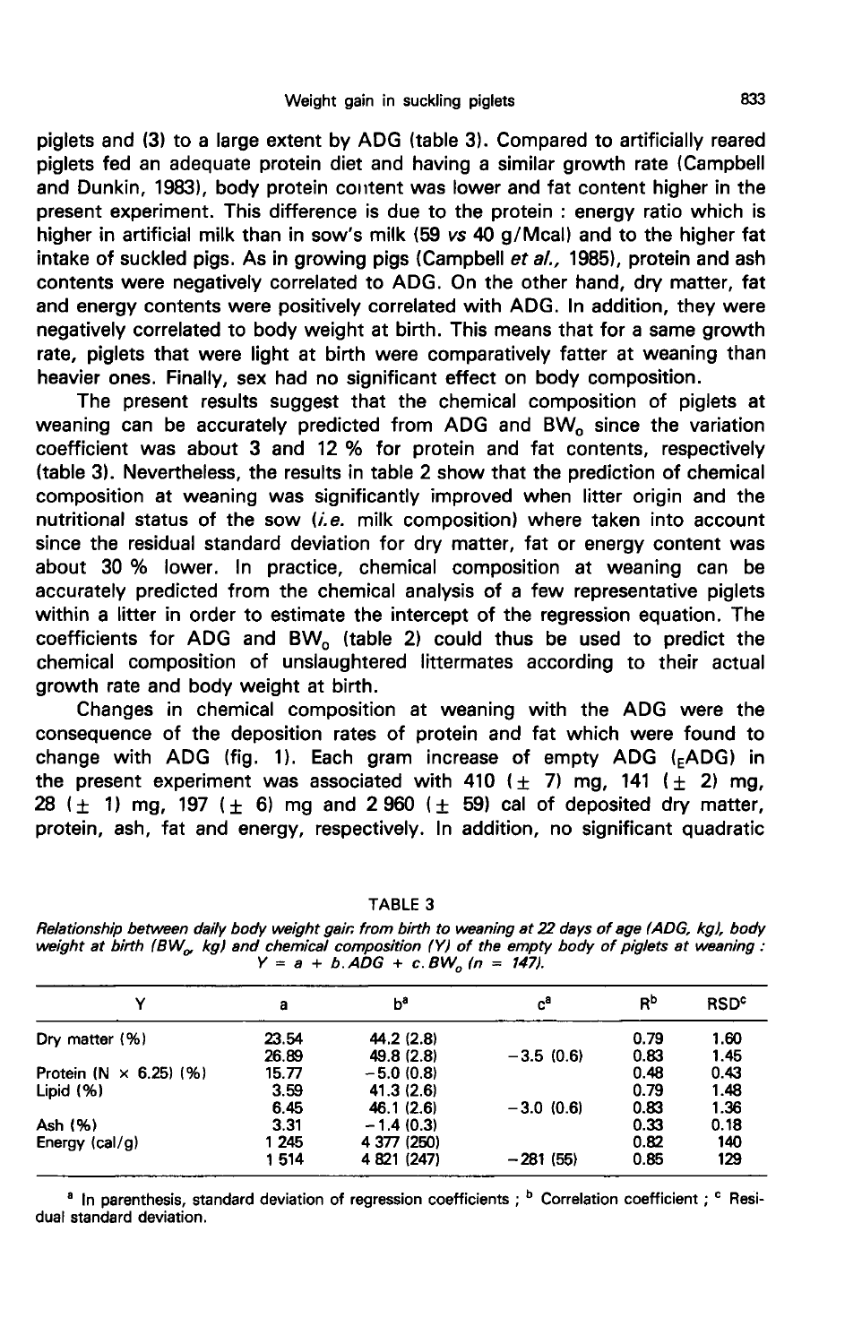piglets and (3) to a large extent by ADG (table 3). Compared to artificially reared piglets fed an adequate protein diet and having a similar growth rate (Campbell and Dunkin, 1983), body protein content was lower and fat content higher in the present experiment. This difference is due to the protein : energy ratio which is higher in artificial milk than in sow's milk (59 *vs* 40 g/Mcal) and to the higher fat intake of suckled pigs. As in growing pigs (Campbell *et al.*, 1985), protein and ash contents were negatively correlated to ADG. On the other hand, dry matter, fat and energy contents were positively correlated with ADG. In addition, they were negatively correlated to body weight at birth. This means that for a same growth rate, piglets that were light at birth were comparatively fatter at weaning than heavier ones. Finally, sex had no significant effect on body composition.

The present results suggest that the chemical composition of piglets at weaning can be accurately predicted from ADG and $BW_0$ since the variation coefficient was about 3 and 12 % for protein and fat contents, respectively (table 3). Nevertheless, the results in table 2 show that the prediction of chemical composition at weaning was significantly improved when litter origin and the nutritional status of the sow (*i.e.* milk composition) where taken into account since the residual standard deviation for dry matter, fat or energy content was about 30 % lower. In practice, chemical composition at weaning can be accurately predicted from the chemical analysis of a few representative piglets within a litter in order to estimate the intercept of the regression equation. The coefficients for ADG and $BW_0$ (table 2) could thus be used to predict the chemical composition of unslaughtered littermates according to their actual growth rate and body weight at birth.

Changes in chemical composition at weaning with the ADG were the consequence of the deposition rates of protein and fat which were found to change with ADG (fig. 1). Each gram increase of empty ADG ($_E$ADG) in the present experiment was associated with 410 (± 7) mg, 141 (± 2) mg, 28 (± 1) mg, 197 (± 6) mg and 2 960 (± 59) cal of deposited dry matter, protein, ash, fat and energy, respectively. In addition, no significant quadratic

TABLE 3

*Relationship between daily body weight gain from birth to weaning at 22 days of age (ADG, kg), body weight at birth ($BW_0$, kg) and chemical composition (Y) of the empty body of piglets at weaning :* $Y = a + b.ADG + c.BW_0$ *(n = 147).*

| Y | a | b[a] | c[a] | R[b] | RSD[c] |
|---|---|---|---|---|---|
| Dry matter (%) | 23.54 | 44.2 (2.8) | | 0.79 | 1.60 |
| | 26.89 | 49.8 (2.8) | −3.5 (0.6) | 0.83 | 1.45 |
| Protein (N × 6.25) (%) | 15.77 | −5.0 (0.8) | | 0.48 | 0.43 |
| Lipid (%) | 3.59 | 41.3 (2.6) | | 0.79 | 1.48 |
| | 6.45 | 46.1 (2.6) | −3.0 (0.6) | 0.83 | 1.36 |
| Ash (%) | 3.31 | −1.4 (0.3) | | 0.33 | 0.18 |
| Energy (cal/g) | 1 245 | 4 377 (250) | | 0.82 | 140 |
| | 1 514 | 4 821 (247) | −281 (55) | 0.85 | 129 |

[a] In parenthesis, standard deviation of regression coefficients ; [b] Correlation coefficient ; [c] Residual standard deviation.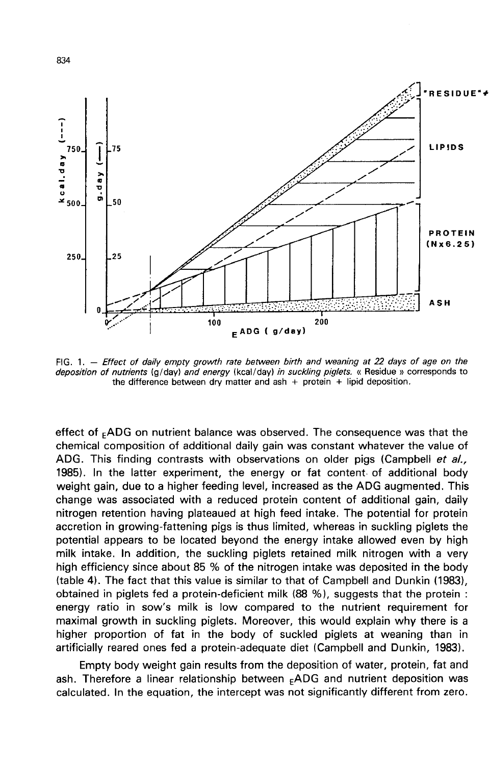FIG. 1. — *Effect of daily empty growth rate between birth and weaning at 22 days of age on the deposition of nutrients* (g/day) *and energy* (kcal/day) *in suckling piglets.* « Residue » corresponds to the difference between dry matter and ash + protein + lipid deposition.

effect of $_{E}$ADG on nutrient balance was observed. The consequence was that the chemical composition of additional daily gain was constant whatever the value of ADG. This finding contrasts with observations on older pigs (Campbell *et al.*, 1985). In the latter experiment, the energy or fat content of additional body weight gain, due to a higher feeding level, increased as the ADG augmented. This change was associated with a reduced protein content of additional gain, daily nitrogen retention having plateaued at high feed intake. The potential for protein accretion in growing-fattening pigs is thus limited, whereas in suckling piglets the potential appears to be located beyond the energy intake allowed even by high milk intake. In addition, the suckling piglets retained milk nitrogen with a very high efficiency since about 85 % of the nitrogen intake was deposited in the body (table 4). The fact that this value is similar to that of Campbell and Dunkin (1983), obtained in piglets fed a protein-deficient milk (88 %), suggests that the protein : energy ratio in sow's milk is low compared to the nutrient requirement for maximal growth in suckling piglets. Moreover, this would explain why there is a higher proportion of fat in the body of suckled piglets at weaning than in artificially reared ones fed a protein-adequate diet (Campbell and Dunkin, 1983).

Empty body weight gain results from the deposition of water, protein, fat and ash. Therefore a linear relationship between $_{E}$ADG and nutrient deposition was calculated. In the equation, the intercept was not significantly different from zero.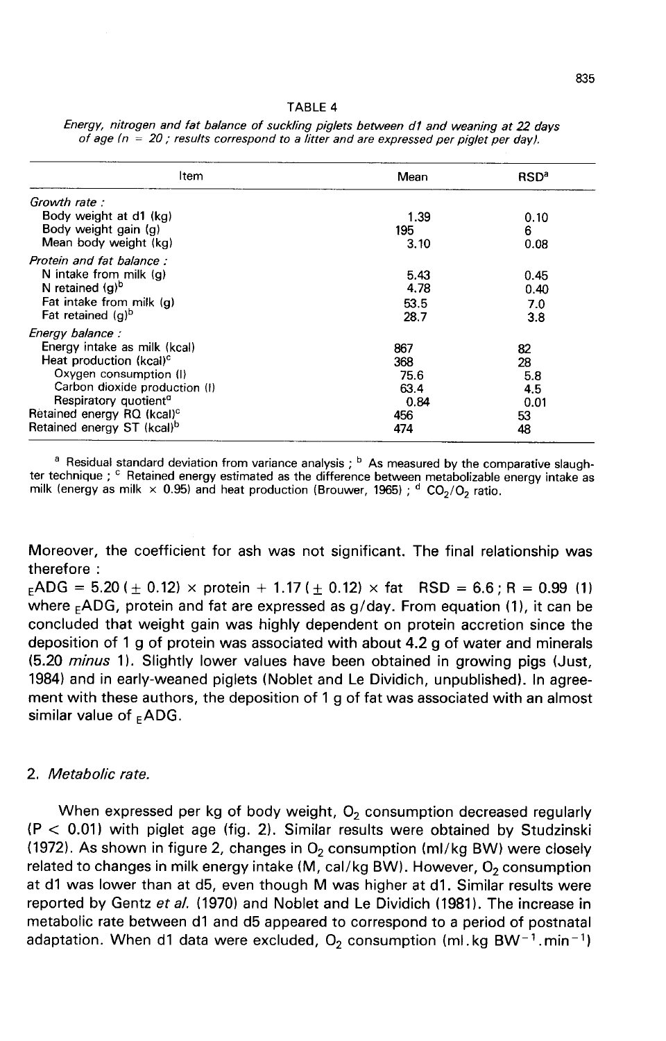TABLE 4

*Energy, nitrogen and fat balance of suckling piglets between d1 and weaning at 22 days of age (n = 20 ; results correspond to a litter and are expressed per piglet per day).*

| Item | Mean | RSD[a] |
|---|---|---|
| *Growth rate :* | | |
| Body weight at d1 (kg) | 1.39 | 0.10 |
| Body weight gain (g) | 195 | 6 |
| Mean body weight (kg) | 3.10 | 0.08 |
| *Protein and fat balance :* | | |
| N intake from milk (g) | 5.43 | 0.45 |
| N retained (g)[b] | 4.78 | 0.40 |
| Fat intake from milk (g) | 53.5 | 7.0 |
| Fat retained (g)[b] | 28.7 | 3.8 |
| *Energy balance :* | | |
| Energy intake as milk (kcal) | 867 | 82 |
| Heat production (kcal)[c] | 368 | 28 |
| Oxygen consumption (l) | 75.6 | 5.8 |
| Carbon dioxide production (l) | 63.4 | 4.5 |
| Respiratory quotient[d] | 0.84 | 0.01 |
| Retained energy RQ (kcal)[c] | 456 | 53 |
| Retained energy ST (kcal)[b] | 474 | 48 |

[a] Residual standard deviation from variance analysis ; [b] As measured by the comparative slaughter technique ; [c] Retained energy estimated as the difference between metabolizable energy intake as milk (energy as milk × 0.95) and heat production (Brouwer, 1965) ; [d] $CO_2/O_2$ ratio.

Moreover, the coefficient for ash was not significant. The final relationship was therefore :

$$_{E}ADG = 5.20\ (\pm\ 0.12) \times \text{protein} + 1.17\ (\pm\ 0.12) \times \text{fat} \quad RSD = 6.6 ; R = 0.99 \quad (1)$$

where $_{E}ADG$, protein and fat are expressed as g/day. From equation (1), it can be concluded that weight gain was highly dependent on protein accretion since the deposition of 1 g of protein was associated with about 4.2 g of water and minerals (5.20 *minus* 1). Slightly lower values have been obtained in growing pigs (Just, 1984) and in early-weaned piglets (Noblet and Le Dividich, unpublished). In agreement with these authors, the deposition of 1 g of fat was associated with an almost similar value of $_{E}ADG$.

## 2. *Metabolic rate.*

When expressed per kg of body weight, $O_2$ consumption decreased regularly ($P < 0.01$) with piglet age (fig. 2). Similar results were obtained by Studzinski (1972). As shown in figure 2, changes in $O_2$ consumption (ml/kg BW) were closely related to changes in milk energy intake (M, cal/kg BW). However, $O_2$ consumption at d1 was lower than at d5, even though M was higher at d1. Similar results were reported by Gentz *et al.* (1970) and Noblet and Le Dividich (1981). The increase in metabolic rate between d1 and d5 appeared to correspond to a period of postnatal adaptation. When d1 data were excluded, $O_2$ consumption ($ml.kg\ BW^{-1}.min^{-1}$)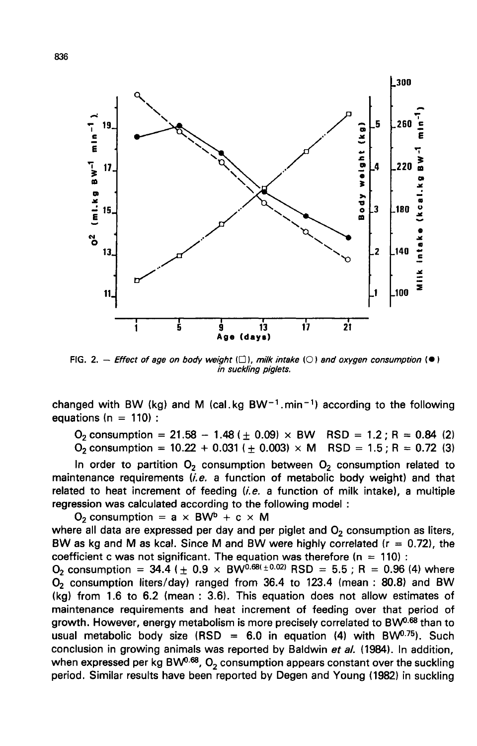FIG. 2. — *Effect of age on body weight (□), milk intake (○) and oxygen consumption (●) in suckling piglets.*

changed with BW (kg) and M (cal.kg $BW^{-1}.min^{-1}$) according to the following equations (n = 110) :

$O_2$ consumption = 21.58 − 1.48 (± 0.09) × BW RSD = 1.2 ; R = 0.84 (2)

$O_2$ consumption = 10.22 + 0.031 (± 0.003) × M RSD = 1.5 ; R = 0.72 (3)

In order to partition $O_2$ consumption between $O_2$ consumption related to maintenance requirements (*i.e.* a function of metabolic body weight) and that related to heat increment of feeding (*i.e.* a function of milk intake), a multiple regression was calculated according to the following model :

$O_2$ consumption = a × $BW^b$ + c × M

where all data are expressed per day and per piglet and $O_2$ consumption as liters, BW as kg and M as kcal. Since M and BW were highly correlated (r = 0.72), the coefficient c was not significant. The equation was therefore (n = 110) :

$O_2$ consumption = 34.4 (± 0.9 × $BW^{0.68(\pm 0.02)}$ RSD = 5.5 ; R = 0.96 (4) where $O_2$ consumption liters/day) ranged from 36.4 to 123.4 (mean : 80.8) and BW (kg) from 1.6 to 6.2 (mean : 3.6). This equation does not allow estimates of maintenance requirements and heat increment of feeding over that period of growth. However, energy metabolism is more precisely correlated to $BW^{0.68}$ than to usual metabolic body size (RSD = 6.0 in equation (4) with $BW^{0.75}$). Such conclusion in growing animals was reported by Baldwin *et al.* (1984). In addition, when expressed per kg $BW^{0.68}$, $O_2$ consumption appears constant over the suckling period. Similar results have been reported by Degen and Young (1982) in suckling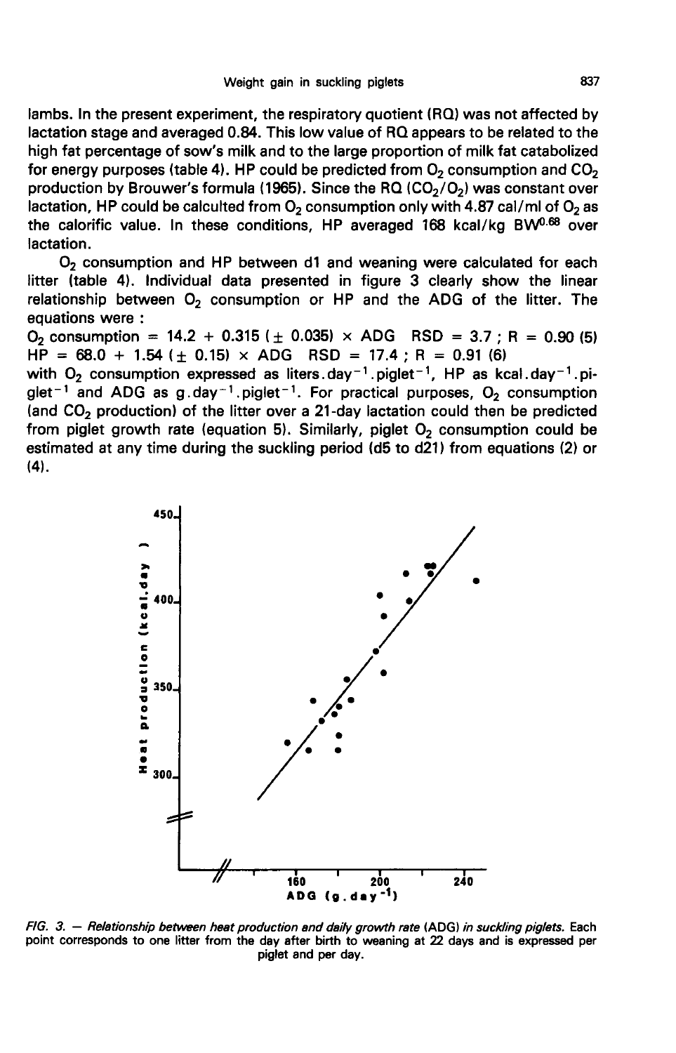lambs. In the present experiment, the respiratory quotient (RQ) was not affected by lactation stage and averaged 0.84. This low value of RQ appears to be related to the high fat percentage of sow's milk and to the large proportion of milk fat catabolized for energy purposes (table 4). HP could be predicted from $O_2$ consumption and $CO_2$ production by Brouwer's formula (1965). Since the RQ ($CO_2/O_2$) was constant over lactation, HP could be calculted from $O_2$ consumption only with 4.87 cal/ml of $O_2$ as the calorific value. In these conditions, HP averaged 168 kcal/kg $BW^{0.68}$ over lactation.

$O_2$ consumption and HP between d1 and weaning were calculated for each litter (table 4). Individual data presented in figure 3 clearly show the linear relationship between $O_2$ consumption or HP and the ADG of the litter. The equations were :

$O_2$ consumption = 14.2 + 0.315 (± 0.035) × ADG RSD = 3.7 ; R = 0.90 (5)

HP = 68.0 + 1.54 (± 0.15) × ADG RSD = 17.4 ; R = 0.91 (6)

with $O_2$ consumption expressed as liters.day$^{-1}$.piglet$^{-1}$, HP as kcal.day$^{-1}$.piglet$^{-1}$ and ADG as g.day$^{-1}$.piglet$^{-1}$. For practical purposes, $O_2$ consumption (and $CO_2$ production) of the litter over a 21-day lactation could then be predicted from piglet growth rate (equation 5). Similarly, piglet $O_2$ consumption could be estimated at any time during the suckling period (d5 to d21) from equations (2) or (4).

*FIG. 3. — Relationship between heat production and daily growth rate* (ADG) *in suckling piglets.* Each point corresponds to one litter from the day after birth to weaning at 22 days and is expressed per piglet and per day.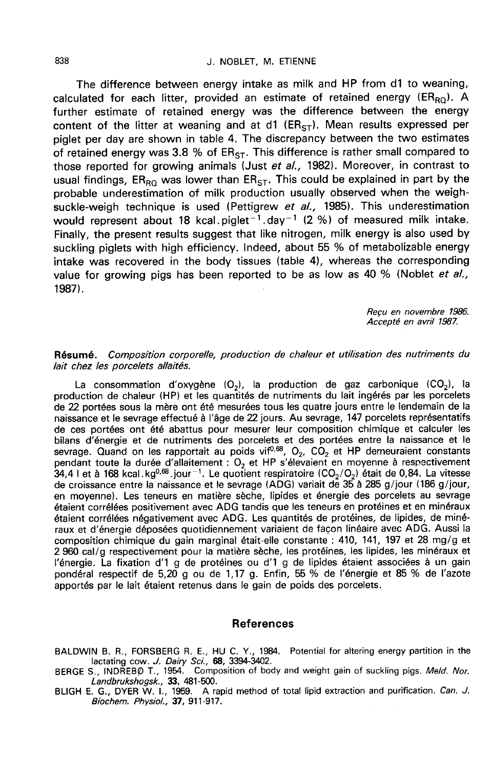The difference between energy intake as milk and HP from d1 to weaning, calculated for each litter, provided an estimate of retained energy ($ER_{RQ}$). A further estimate of retained energy was the difference between the energy content of the litter at weaning and at d1 ($ER_{ST}$). Mean results expressed per piglet per day are shown in table 4. The discrepancy between the two estimates of retained energy was 3.8 % of $ER_{ST}$. This difference is rather small compared to those reported for growing animals (Just *et al.,* 1982). Moreover, in contrast to usual findings, $ER_{RQ}$ was lower than $ER_{ST}$. This could be explained in part by the probable underestimation of milk production usually observed when the weigh-suckle-weigh technique is used (Pettigrew *et al.,* 1985). This underestimation would represent about 18 $kcal.piglet^{-1}.day^{-1}$ (2 %) of measured milk intake. Finally, the present results suggest that like nitrogen, milk energy is also used by suckling piglets with high efficiency. Indeed, about 55 % of metabolizable energy intake was recovered in the body tissues (table 4), whereas the corresponding value for growing pigs has been reported to be as low as 40 % (Noblet *et al.,* 1987).

*Reçu en novembre 1986.*
*Accepté en avril 1987.*

**Résumé.** *Composition corporelle, production de chaleur et utilisation des nutriments du lait chez les porcelets allaités.*

La consommation d'oxygène ($O_2$), la production de gaz carbonique ($CO_2$), la production de chaleur (HP) et les quantités de nutriments du lait ingérés par les porcelets de 22 portées sous la mère ont été mesurées tous les quatre jours entre le lendemain de la naissance et le sevrage effectué à l'âge de 22 jours. Au sevrage, 147 porcelets représentatifs de ces portées ont été abattus pour mesurer leur composition chimique et calculer les bilans d'énergie et de nutriments des porcelets et des portées entre la naissance et le sevrage. Quand on les rapportait au poids vif$^{0,68}$, $O_2$, $CO_2$ et HP demeuraient constants pendant toute la durée d'allaitement : $O_2$ et HP s'élevaient en moyenne à respectivement 34,4 l et à 168 $kcal.kg^{0,68}.jour^{-1}$. Le quotient respiratoire ($CO_2/O_2$) était de 0,84. La vitesse de croissance entre la naissance et le sevrage (ADG) variait de 35 à 285 g/jour (186 g/jour, en moyenne). Les teneurs en matière sèche, lipides et énergie des porcelets au sevrage étaient corrélées positivement avec ADG tandis que les teneurs en protéines et en minéraux étaient corrélées négativement avec ADG. Les quantités de protéines, de lipides, de minéraux et d'énergie déposées quotidiennement variaient de façon linéaire avec ADG. Aussi la composition chimique du gain marginal était-elle constante : 410, 141, 197 et 28 mg/g et 2 960 cal/g respectivement pour la matière sèche, les protéines, les lipides, les minéraux et l'énergie. La fixation d'1 g de protéines ou d'1 g de lipides étaient associées à un gain pondéral respectif de 5,20 g ou de 1,17 g. Enfin, 55 % de l'énergie et 85 % de l'azote apportés par le lait étaient retenus dans le gain de poids des porcelets.

## References

BALDWIN B. R., FORSBERG R. E., HU C. Y., 1984. Potential for altering energy partition in the lactating cow. *J. Dairy Sci.,* **68,** 3394-3402.

BERGE S., INDREBØ T., 1954. Composition of body and weight gain of suckling pigs. *Meld. Nor. Landbrukshogsk.,* **33,** 481-500.

BLIGH E. G., DYER W. I., 1959. A rapid method of total lipid extraction and purification. *Can. J. Biochem. Physiol.,* **37,** 911-917.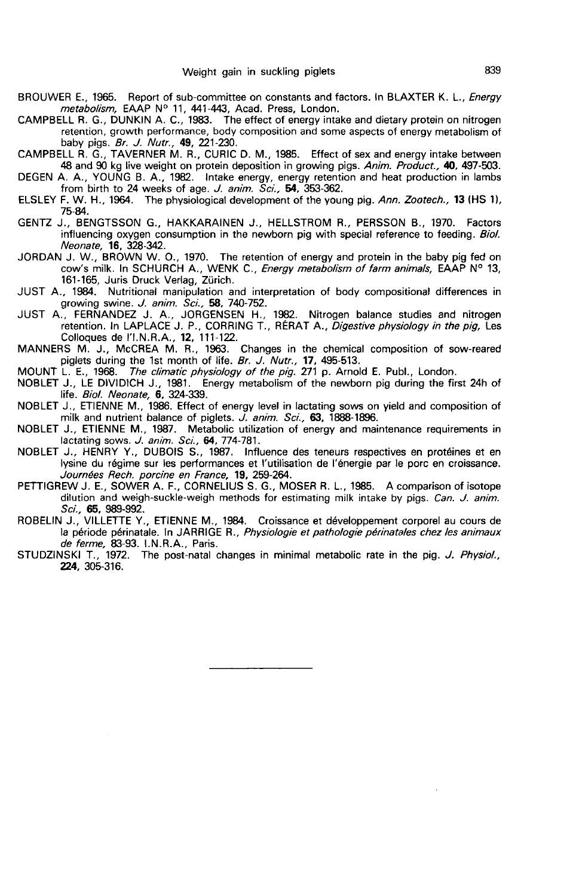BROUWER E., 1965. Report of sub-committee on constants and factors. In BLAXTER K. L., *Energy metabolism*, EAAP N° 11, 441-443, Acad. Press, London.

CAMPBELL R. G., DUNKIN A. C., 1983. The effect of energy intake and dietary protein on nitrogen retention, growth performance, body composition and some aspects of energy metabolism of baby pigs. *Br. J. Nutr.*, **49**, 221-230.

CAMPBELL R. G., TAVERNER M. R., CURIC D. M., 1985. Effect of sex and energy intake between 48 and 90 kg live weight on protein deposition in growing pigs. *Anim. Product.*, **40**, 497-503.

DEGEN A. A., YOUNG B. A., 1982. Intake energy, energy retention and heat production in lambs from birth to 24 weeks of age. *J. anim. Sci.*, **54**, 353-362.

ELSLEY F. W. H., 1964. The physiological development of the young pig. *Ann. Zootech.*, **13** (HS 1), 75-84.

GENTZ J., BENGTSSON G., HAKKARAINEN J., HELLSTROM R., PERSSON B., 1970. Factors influencing oxygen consumption in the newborn pig with special reference to feeding. *Biol. Neonate*, **16**, 328-342.

JORDAN J. W., BROWN W. O., 1970. The retention of energy and protein in the baby pig fed on cow's milk. In SCHURCH A., WENK C., *Energy metabolism of farm animals*, EAAP N° 13, 161-165, Juris Druck Verlag, Zürich.

JUST A., 1984. Nutritional manipulation and interpretation of body compositional differences in growing swine. *J. anim. Sci.*, **58**, 740-752.

JUST A., FERNANDEZ J. A., JORGENSEN H., 1982. Nitrogen balance studies and nitrogen retention. In LAPLACE J. P., CORRING T., RÉRAT A., *Digestive physiology in the pig*, Les Colloques de l'I.N.R.A., **12**, 111-122.

MANNERS M. J., McCREA M. R., 1963. Changes in the chemical composition of sow-reared piglets during the 1st month of life. *Br. J. Nutr.*, **17**, 495-513.

MOUNT L. E., 1968. *The climatic physiology of the pig*. 271 p. Arnold E. Publ., London.

NOBLET J., LE DIVIDICH J., 1981. Energy metabolism of the newborn pig during the first 24h of life. *Biol. Neonate*, **6**, 324-339.

NOBLET J., ETIENNE M., 1986. Effect of energy level in lactating sows on yield and composition of milk and nutrient balance of piglets. *J. anim. Sci.*, **63**, 1888-1896.

NOBLET J., ETIENNE M., 1987. Metabolic utilization of energy and maintenance requirements in lactating sows. *J. anim. Sci.*, **64**, 774-781.

NOBLET J., HENRY Y., DUBOIS S., 1987. Influence des teneurs respectives en protéines et en lysine du régime sur les performances et l'utilisation de l'énergie par le porc en croissance. *Journées Rech. porcine en France*, **19**, 259-264.

PETTIGREW J. E., SOWER A. F., CORNELIUS S. G., MOSER R. L., 1985. A comparison of isotope dilution and weigh-suckle-weigh methods for estimating milk intake by pigs. *Can. J. anim. Sci.*, **65**, 989-992.

ROBELIN J., VILLETTE Y., ETIENNE M., 1984. Croissance et développement corporel au cours de la période périnatale. In JARRIGE R., *Physiologie et pathologie périnatales chez les animaux de ferme*, 83-93. I.N.R.A., Paris.

STUDZINSKI T., 1972. The post-natal changes in minimal metabolic rate in the pig. *J. Physiol.*, **224**, 305-316.